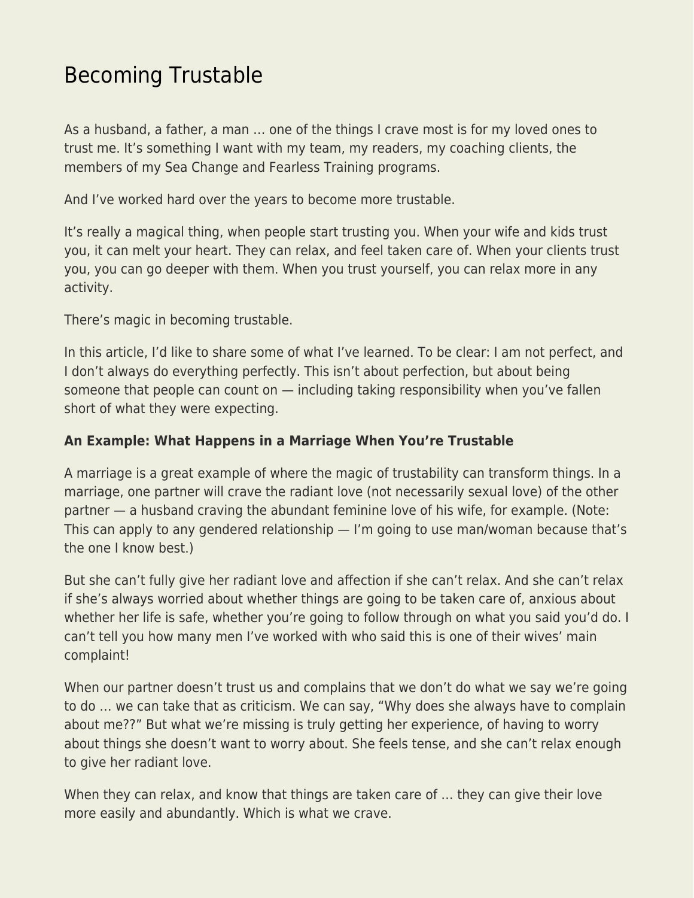# Becoming Trustable

As a husband, a father, a man … one of the things I crave most is for my loved ones to trust me. It's something I want with my team, my readers, my coaching clients, the members of my Sea Change and Fearless Training programs.

And I've worked hard over the years to become more trustable.

It's really a magical thing, when people start trusting you. When your wife and kids trust you, it can melt your heart. They can relax, and feel taken care of. When your clients trust you, you can go deeper with them. When you trust yourself, you can relax more in any activity.

There's magic in becoming trustable.

In this article, I'd like to share some of what I've learned. To be clear: I am not perfect, and I don't always do everything perfectly. This isn't about perfection, but about being someone that people can count on — including taking responsibility when you've fallen short of what they were expecting.

**An Example: What Happens in a Marriage When You're Trustable**

A marriage is a great example of where the magic of trustability can transform things. In a marriage, one partner will crave the radiant love (not necessarily sexual love) of the other partner — a husband craving the abundant feminine love of his wife, for example. (Note: This can apply to any gendered relationship — I'm going to use man/woman because that's the one I know best.)

But she can't fully give her radiant love and affection if she can't relax. And she can't relax if she's always worried about whether things are going to be taken care of, anxious about whether her life is safe, whether you're going to follow through on what you said you'd do. I can't tell you how many men I've worked with who said this is one of their wives' main complaint!

When our partner doesn't trust us and complains that we don't do what we say we're going to do … we can take that as criticism. We can say, "Why does she always have to complain about me??" But what we're missing is truly getting her experience, of having to worry about things she doesn't want to worry about. She feels tense, and she can't relax enough to give her radiant love.

When they can relax, and know that things are taken care of … they can give their love more easily and abundantly. Which is what we crave.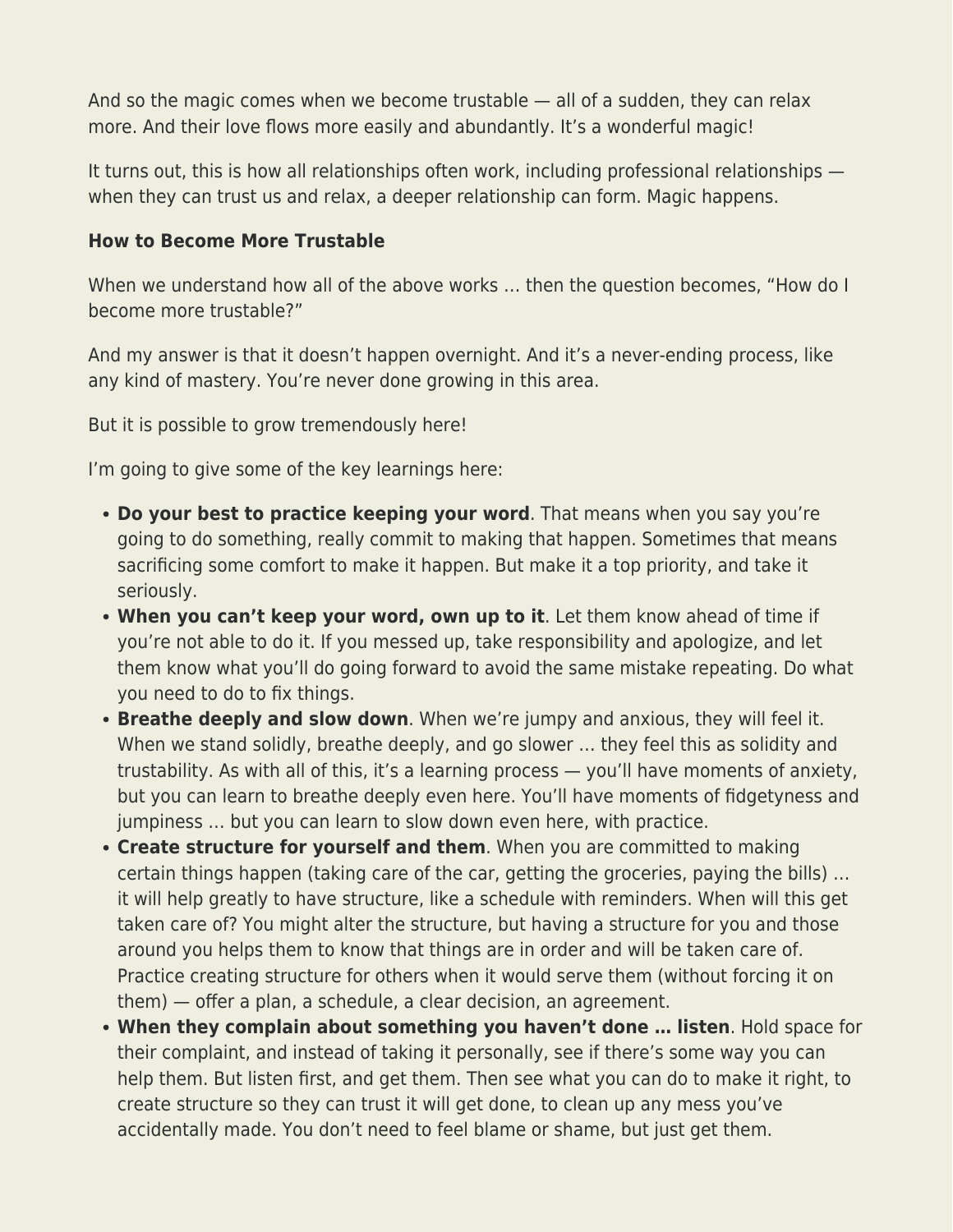And so the magic comes when we become trustable — all of a sudden, they can relax more. And their love flows more easily and abundantly. It's a wonderful magic!

It turns out, this is how all relationships often work, including professional relationships — when they can trust us and relax, a deeper relationship can form. Magic happens.

**How to Become More Trustable**

When we understand how all of the above works … then the question becomes, "How do I become more trustable?"

And my answer is that it doesn't happen overnight. And it's a never-ending process, like any kind of mastery. You're never done growing in this area.

But it is possible to grow tremendously here!

I'm going to give some of the key learnings here:

- **Do your best to practice keeping your word**. That means when you say you're going to do something, really commit to making that happen. Sometimes that means sacrificing some comfort to make it happen. But make it a top priority, and take it seriously.
- **When you can't keep your word, own up to it**. Let them know ahead of time if you're not able to do it. If you messed up, take responsibility and apologize, and let them know what you'll do going forward to avoid the same mistake repeating. Do what you need to do to fix things.
- **Breathe deeply and slow down**. When we're jumpy and anxious, they will feel it. When we stand solidly, breathe deeply, and go slower … they feel this as solidity and trustability. As with all of this, it's a learning process — you'll have moments of anxiety, but you can learn to breathe deeply even here. You'll have moments of fidgetyness and jumpiness … but you can learn to slow down even here, with practice.
- **Create structure for yourself and them**. When you are committed to making certain things happen (taking care of the car, getting the groceries, paying the bills) … it will help greatly to have structure, like a schedule with reminders. When will this get taken care of? You might alter the structure, but having a structure for you and those around you helps them to know that things are in order and will be taken care of. Practice creating structure for others when it would serve them (without forcing it on them) — offer a plan, a schedule, a clear decision, an agreement.
- **When they complain about something you haven't done … listen**. Hold space for their complaint, and instead of taking it personally, see if there's some way you can help them. But listen first, and get them. Then see what you can do to make it right, to create structure so they can trust it will get done, to clean up any mess you've accidentally made. You don't need to feel blame or shame, but just get them.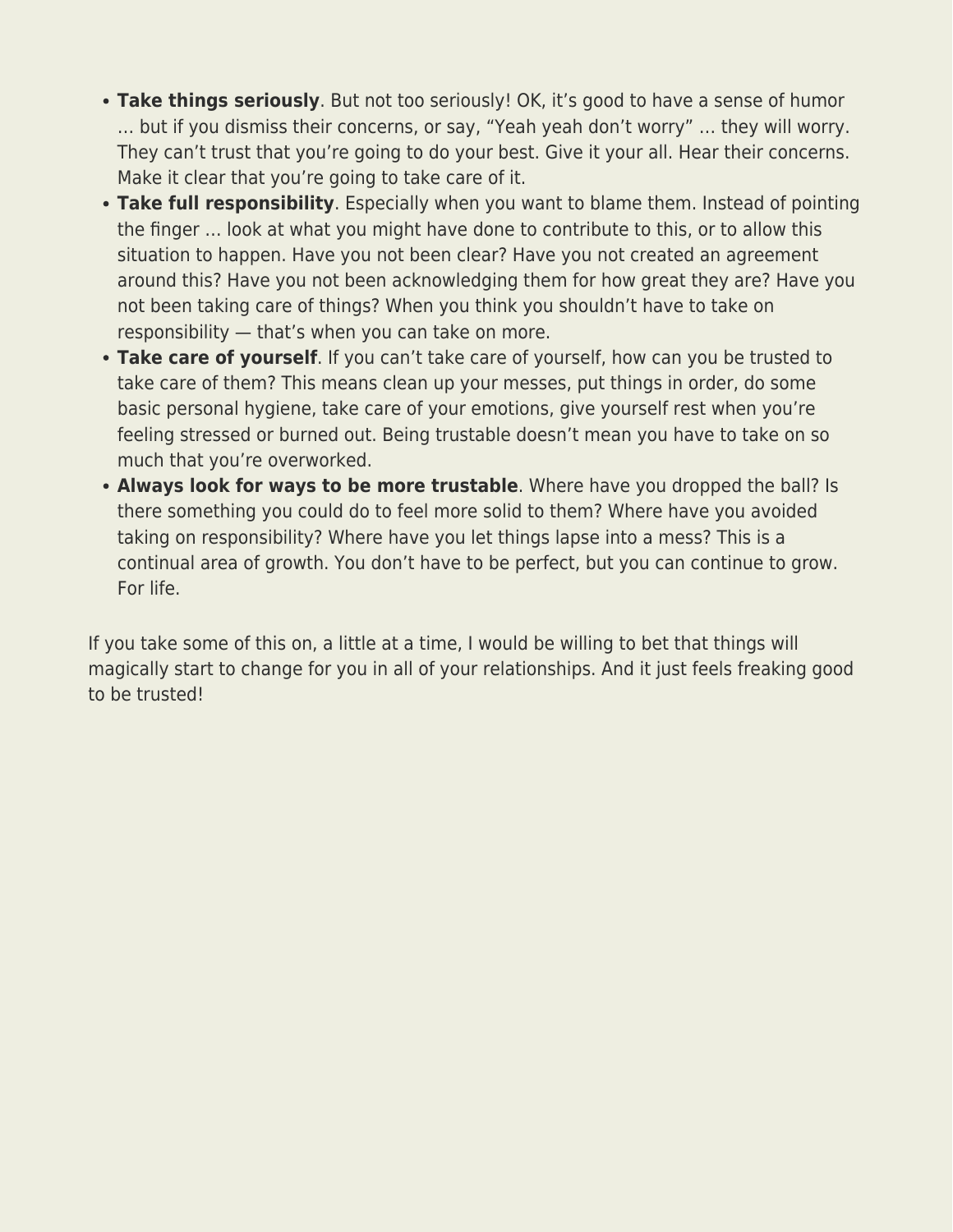- **Take things seriously**. But not too seriously! OK, it's good to have a sense of humor … but if you dismiss their concerns, or say, "Yeah yeah don't worry" … they will worry. They can't trust that you're going to do your best. Give it your all. Hear their concerns. Make it clear that you're going to take care of it.
- **Take full responsibility**. Especially when you want to blame them. Instead of pointing the finger … look at what you might have done to contribute to this, or to allow this situation to happen. Have you not been clear? Have you not created an agreement around this? Have you not been acknowledging them for how great they are? Have you not been taking care of things? When you think you shouldn't have to take on responsibility — that's when you can take on more.
- **Take care of yourself**. If you can't take care of yourself, how can you be trusted to take care of them? This means clean up your messes, put things in order, do some basic personal hygiene, take care of your emotions, give yourself rest when you're feeling stressed or burned out. Being trustable doesn't mean you have to take on so much that you're overworked.
- **Always look for ways to be more trustable**. Where have you dropped the ball? Is there something you could do to feel more solid to them? Where have you avoided taking on responsibility? Where have you let things lapse into a mess? This is a continual area of growth. You don't have to be perfect, but you can continue to grow. For life.

If you take some of this on, a little at a time, I would be willing to bet that things will magically start to change for you in all of your relationships. And it just feels freaking good to be trusted!